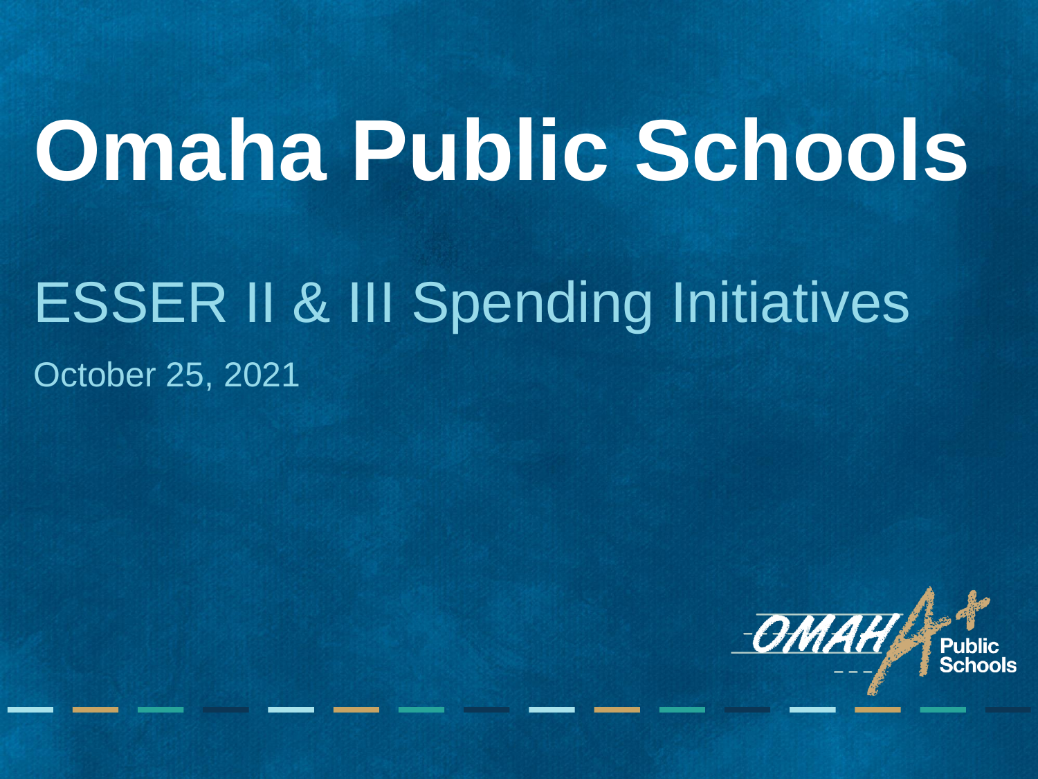# Omaha Public Schools

## ESSER II & III Spending Initiatives

October 25, 2021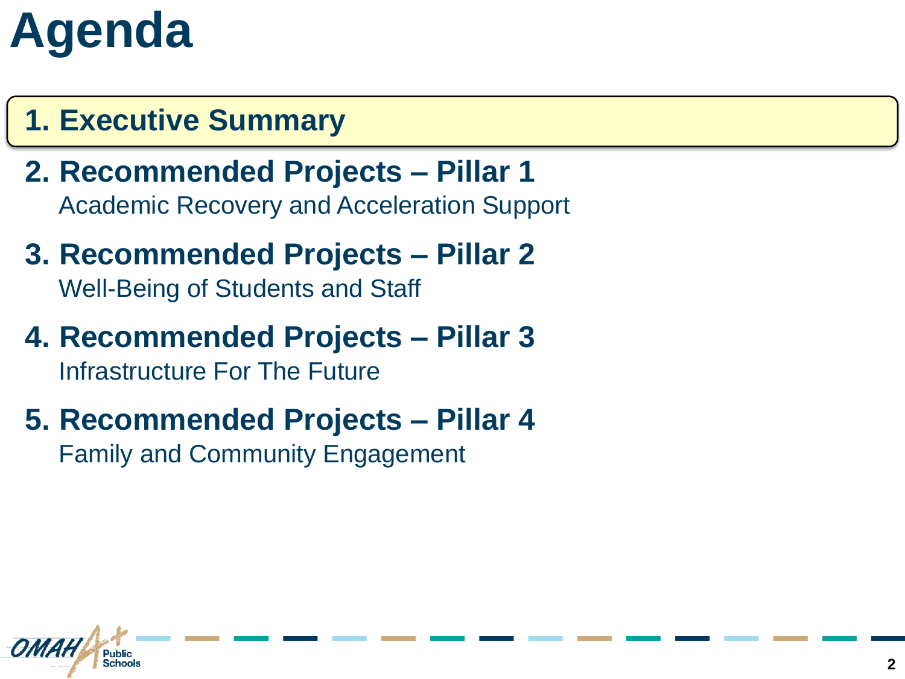# Agenda

1. **Executive Summary**
2. **Recommended Projects – Pillar 1**
   Academic Recovery and Acceleration Support
3. **Recommended Projects – Pillar 2**
   Well-Being of Students and Staff
4. **Recommended Projects – Pillar 3**
   Infrastructure For The Future
5. **Recommended Projects – Pillar 4**
   Family and Community Engagement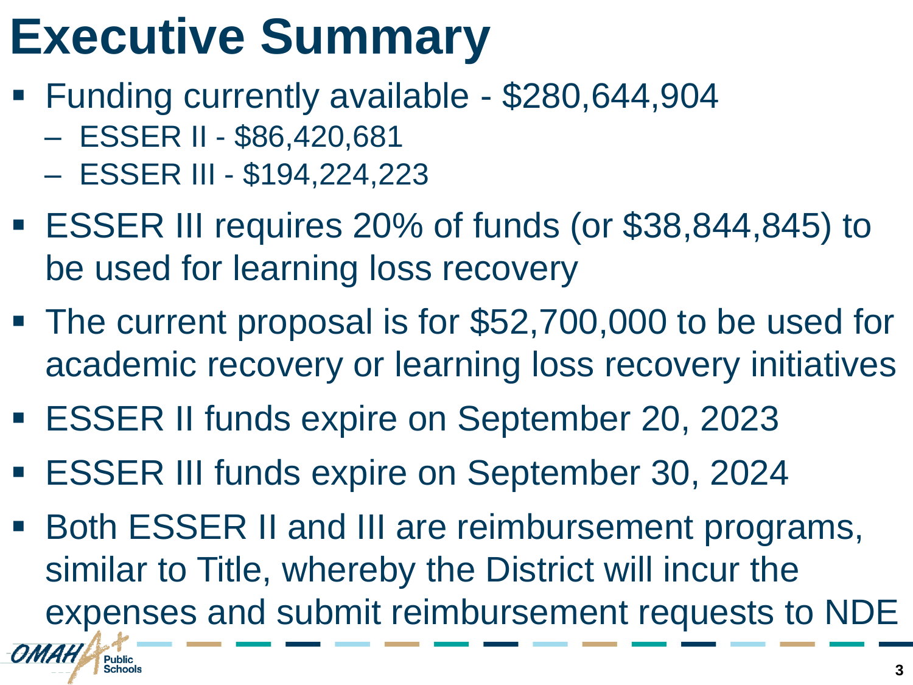# Executive Summary

- Funding currently available - $280,644,904
  - ESSER II - $86,420,681
  - ESSER III - $194,224,223
- ESSER III requires 20% of funds (or $38,844,845) to be used for learning loss recovery
- The current proposal is for $52,700,000 to be used for academic recovery or learning loss recovery initiatives
- ESSER II funds expire on September 20, 2023
- ESSER III funds expire on September 30, 2024
- Both ESSER II and III are reimbursement programs, similar to Title, whereby the District will incur the expenses and submit reimbursement requests to NDE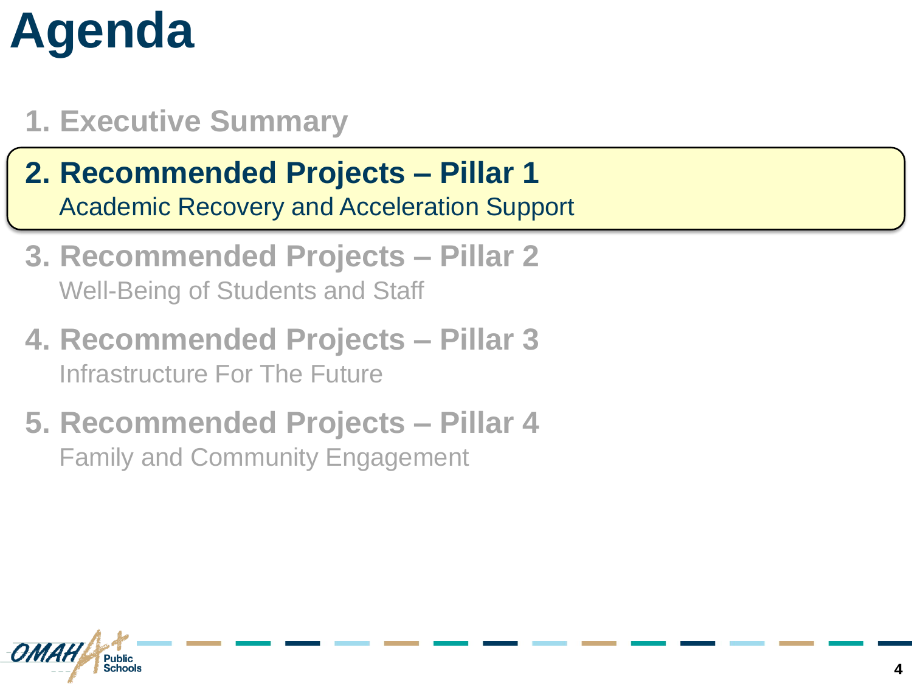# Agenda

1. **Executive Summary**
2. **Recommended Projects – Pillar 1**
   Academic Recovery and Acceleration Support
3. **Recommended Projects – Pillar 2**
   Well-Being of Students and Staff
4. **Recommended Projects – Pillar 3**
   Infrastructure For The Future
5. **Recommended Projects – Pillar 4**
   Family and Community Engagement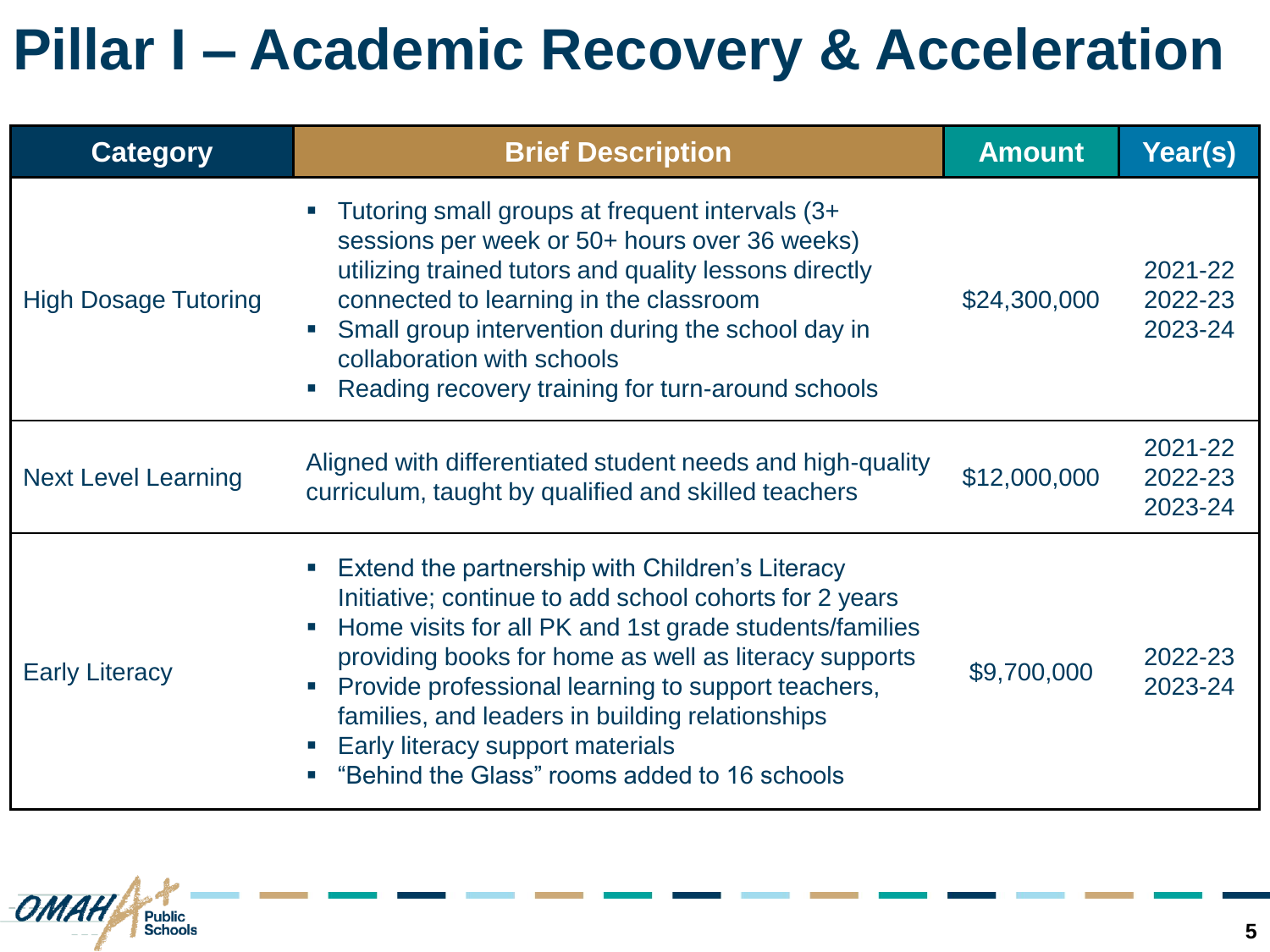# Pillar I – Academic Recovery & Acceleration

| Category | Brief Description | Amount | Year(s) |
|---|---|---|---|
| High Dosage Tutoring | ▪ Tutoring small groups at frequent intervals (3+ sessions per week or 50+ hours over 36 weeks) utilizing trained tutors and quality lessons directly connected to learning in the classroom<br>▪ Small group intervention during the school day in collaboration with schools<br>▪ Reading recovery training for turn-around schools | $24,300,000 | 2021-22<br>2022-23<br>2023-24 |
| Next Level Learning | Aligned with differentiated student needs and high-quality curriculum, taught by qualified and skilled teachers | $12,000,000 | 2021-22<br>2022-23<br>2023-24 |
| Early Literacy | ▪ Extend the partnership with Children's Literacy Initiative; continue to add school cohorts for 2 years<br>▪ Home visits for all PK and 1st grade students/families providing books for home as well as literacy supports<br>▪ Provide professional learning to support teachers, families, and leaders in building relationships<br>▪ Early literacy support materials<br>▪ "Behind the Glass" rooms added to 16 schools | $9,700,000 | 2022-23<br>2023-24 |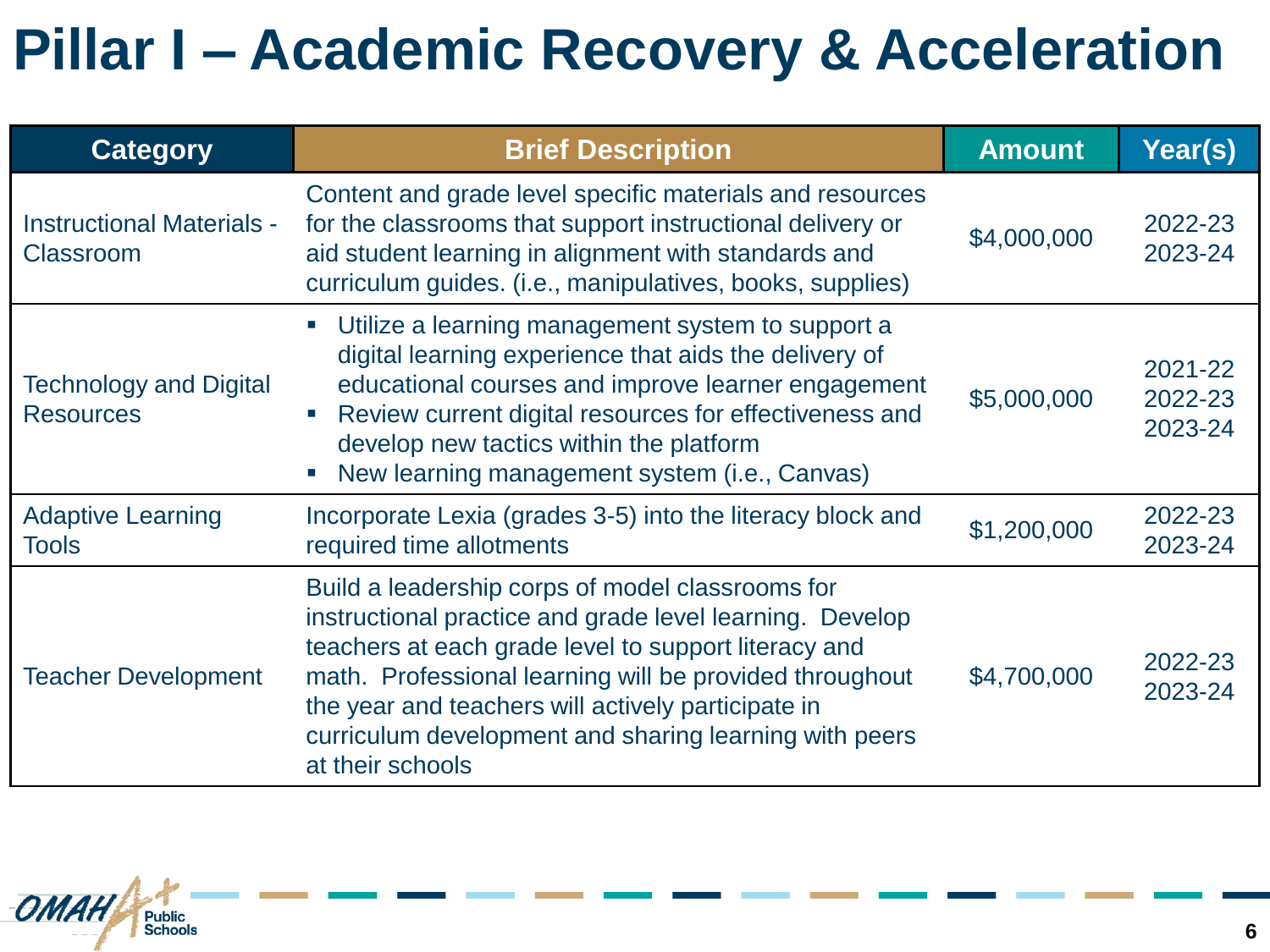# Pillar I – Academic Recovery & Acceleration

| Category | Brief Description | Amount | Year(s) |
|---|---|---|---|
| Instructional Materials - Classroom | Content and grade level specific materials and resources for the classrooms that support instructional delivery or aid student learning in alignment with standards and curriculum guides. (i.e., manipulatives, books, supplies) | $4,000,000 | 2022-23<br>2023-24 |
| Technology and Digital Resources | ▪ Utilize a learning management system to support a digital learning experience that aids the delivery of educational courses and improve learner engagement<br>▪ Review current digital resources for effectiveness and develop new tactics within the platform<br>▪ New learning management system (i.e., Canvas) | $5,000,000 | 2021-22<br>2022-23<br>2023-24 |
| Adaptive Learning Tools | Incorporate Lexia (grades 3-5) into the literacy block and required time allotments | $1,200,000 | 2022-23<br>2023-24 |
| Teacher Development | Build a leadership corps of model classrooms for instructional practice and grade level learning. Develop teachers at each grade level to support literacy and math. Professional learning will be provided throughout the year and teachers will actively participate in curriculum development and sharing learning with peers at their schools | $4,700,000 | 2022-23<br>2023-24 |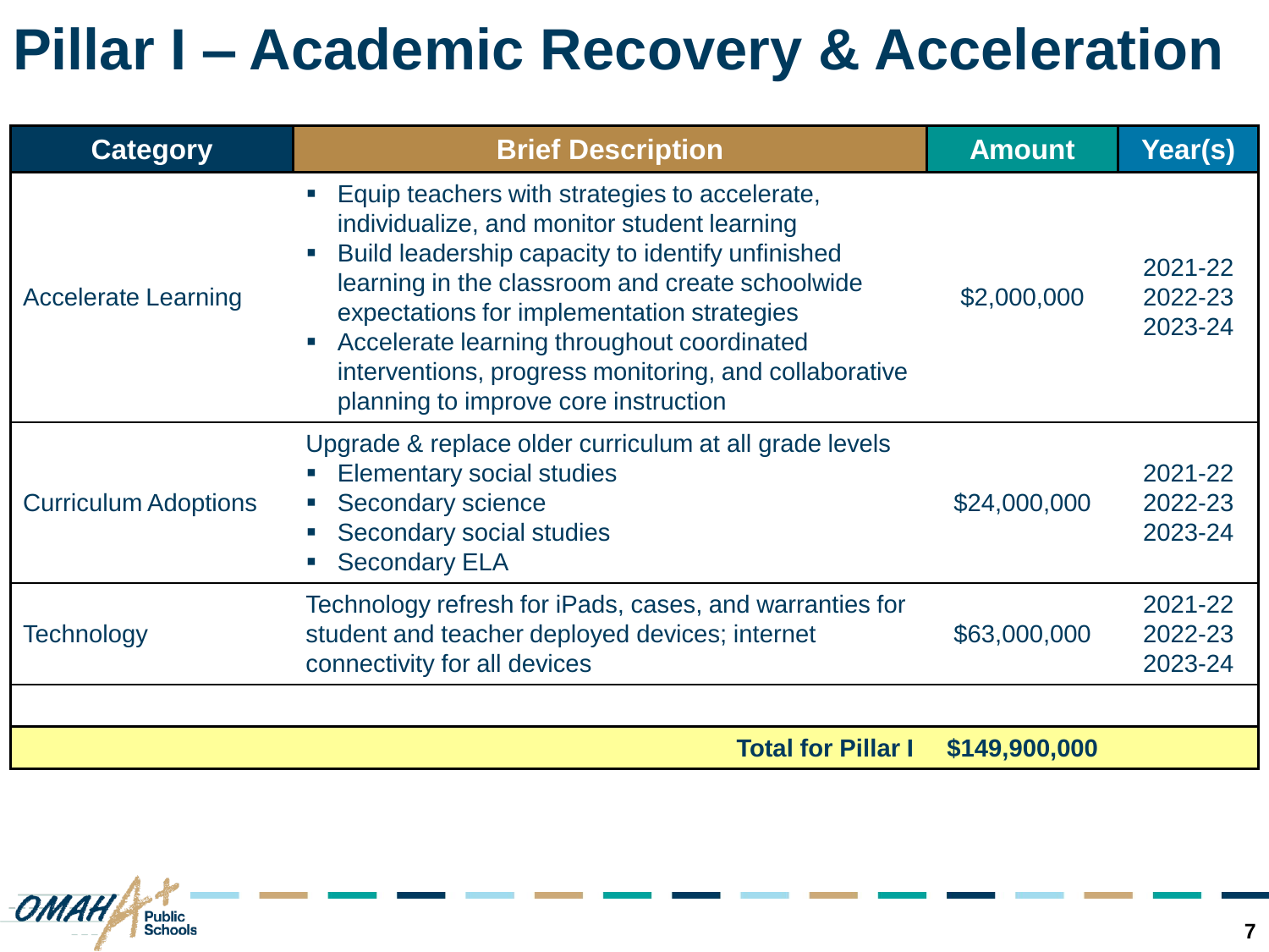# Pillar I – Academic Recovery & Acceleration

| Category | Brief Description | Amount | Year(s) |
|---|---|---|---|
| Accelerate Learning | ▪ Equip teachers with strategies to accelerate, individualize, and monitor student learning<br>▪ Build leadership capacity to identify unfinished learning in the classroom and create schoolwide expectations for implementation strategies<br>▪ Accelerate learning throughout coordinated interventions, progress monitoring, and collaborative planning to improve core instruction | $2,000,000 | 2021-22<br>2022-23<br>2023-24 |
| Curriculum Adoptions | Upgrade & replace older curriculum at all grade levels<br>▪ Elementary social studies<br>▪ Secondary science<br>▪ Secondary social studies<br>▪ Secondary ELA | $24,000,000 | 2021-22<br>2022-23<br>2023-24 |
| Technology | Technology refresh for iPads, cases, and warranties for student and teacher deployed devices; internet connectivity for all devices | $63,000,000 | 2021-22<br>2022-23<br>2023-24 |
| | | | |
| | **Total for Pillar I** | **$149,900,000** | |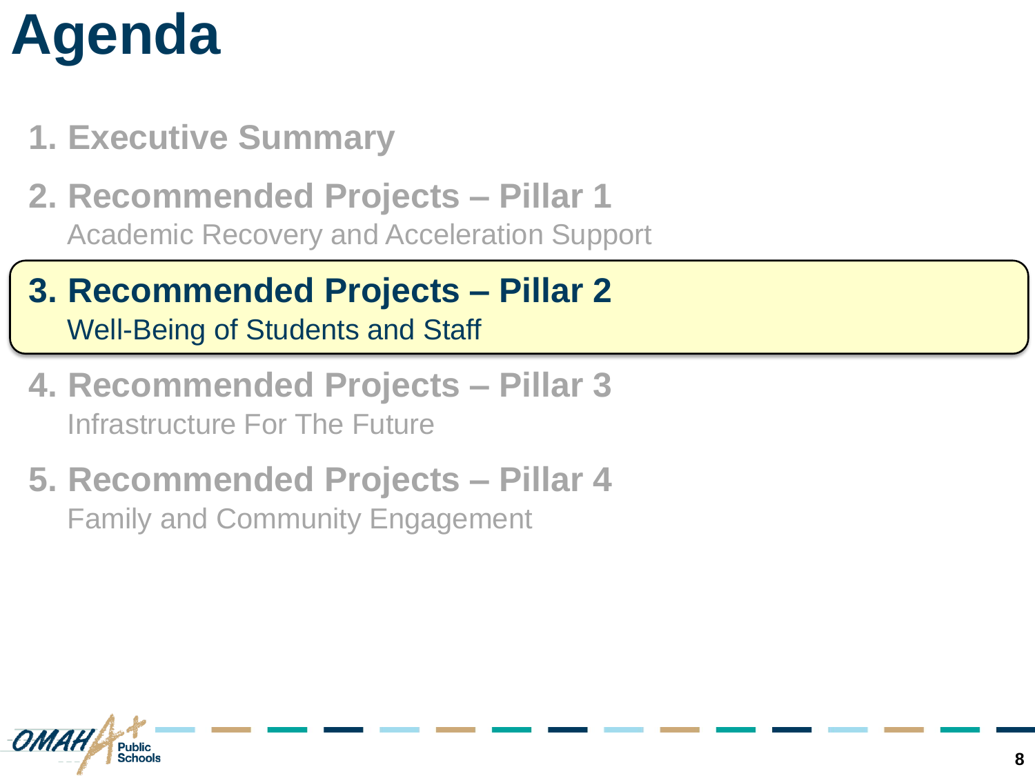# Agenda

1. **Executive Summary**
2. **Recommended Projects – Pillar 1**
   Academic Recovery and Acceleration Support
3. **Recommended Projects – Pillar 2**
   Well-Being of Students and Staff
4. **Recommended Projects – Pillar 3**
   Infrastructure For The Future
5. **Recommended Projects – Pillar 4**
   Family and Community Engagement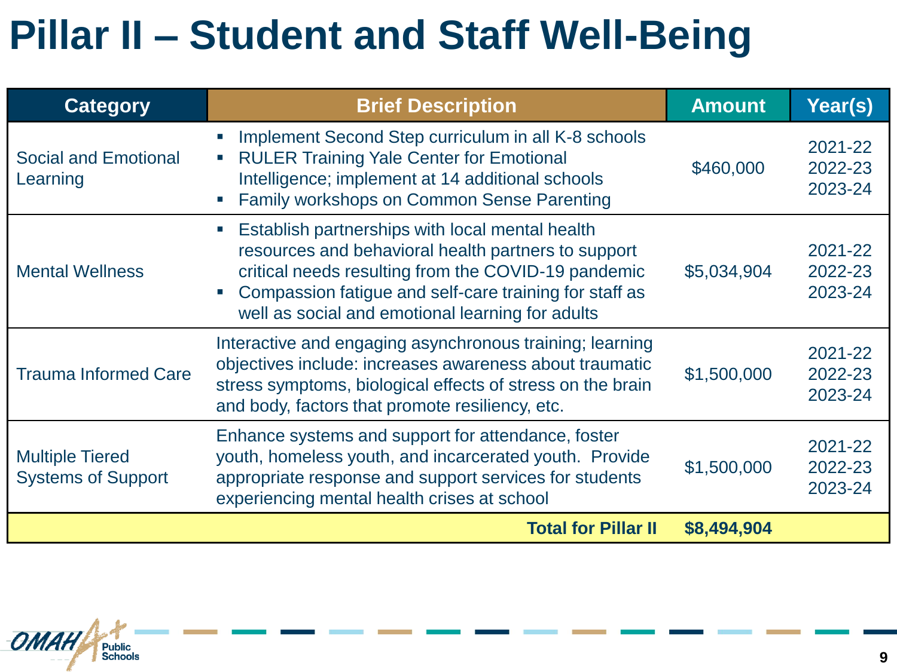# Pillar II – Student and Staff Well-Being

| Category | Brief Description | Amount | Year(s) |
|---|---|---|---|
| Social and Emotional Learning | ▪ Implement Second Step curriculum in all K-8 schools<br>▪ RULER Training Yale Center for Emotional Intelligence; implement at 14 additional schools<br>▪ Family workshops on Common Sense Parenting | $460,000 | 2021-22<br>2022-23<br>2023-24 |
| Mental Wellness | ▪ Establish partnerships with local mental health resources and behavioral health partners to support critical needs resulting from the COVID-19 pandemic<br>▪ Compassion fatigue and self-care training for staff as well as social and emotional learning for adults | $5,034,904 | 2021-22<br>2022-23<br>2023-24 |
| Trauma Informed Care | Interactive and engaging asynchronous training; learning objectives include: increases awareness about traumatic stress symptoms, biological effects of stress on the brain and body, factors that promote resiliency, etc. | $1,500,000 | 2021-22<br>2022-23<br>2023-24 |
| Multiple Tiered Systems of Support | Enhance systems and support for attendance, foster youth, homeless youth, and incarcerated youth. Provide appropriate response and support services for students experiencing mental health crises at school | $1,500,000 | 2021-22<br>2022-23<br>2023-24 |
| | **Total for Pillar II** | **$8,494,904** | |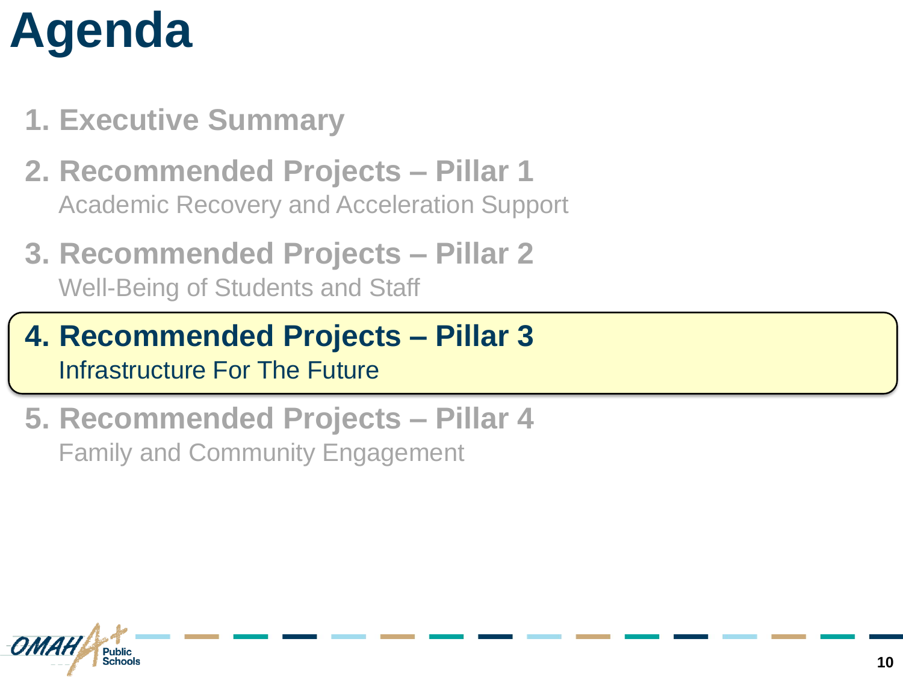# Agenda

1. **Executive Summary**
2. **Recommended Projects – Pillar 1**
   Academic Recovery and Acceleration Support
3. **Recommended Projects – Pillar 2**
   Well-Being of Students and Staff
4. **Recommended Projects – Pillar 3**
   Infrastructure For The Future
5. **Recommended Projects – Pillar 4**
   Family and Community Engagement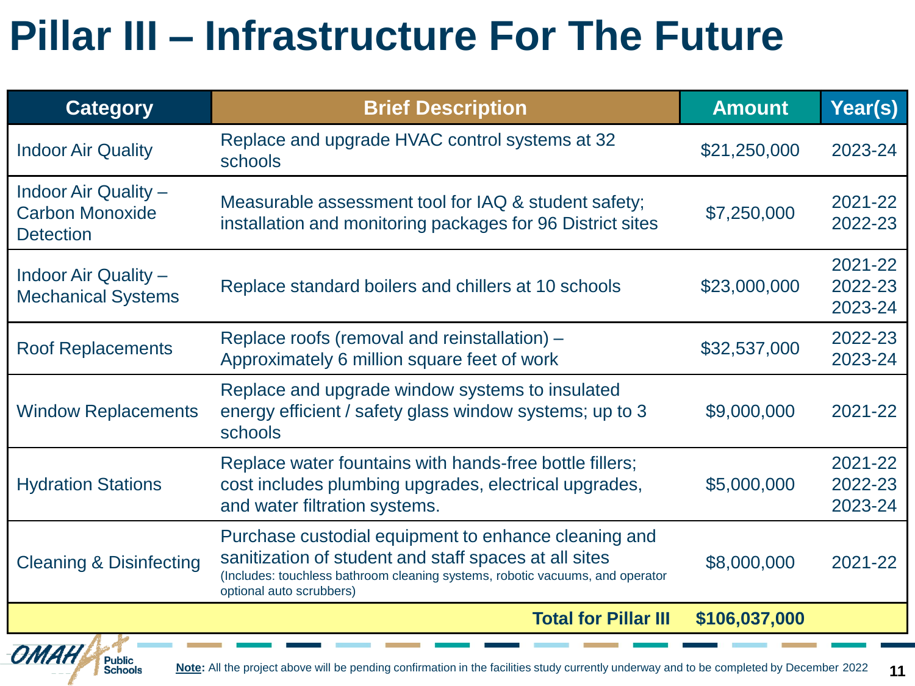# Pillar III – Infrastructure For The Future

| Category | Brief Description | Amount | Year(s) |
|---|---|---|---|
| Indoor Air Quality | Replace and upgrade HVAC control systems at 32 schools | $21,250,000 | 2023-24 |
| Indoor Air Quality – Carbon Monoxide Detection | Measurable assessment tool for IAQ & student safety; installation and monitoring packages for 96 District sites | $7,250,000 | 2021-22<br>2022-23 |
| Indoor Air Quality – Mechanical Systems | Replace standard boilers and chillers at 10 schools | $23,000,000 | 2021-22<br>2022-23<br>2023-24 |
| Roof Replacements | Replace roofs (removal and reinstallation) – Approximately 6 million square feet of work | $32,537,000 | 2022-23<br>2023-24 |
| Window Replacements | Replace and upgrade window systems to insulated energy efficient / safety glass window systems; up to 3 schools | $9,000,000 | 2021-22 |
| Hydration Stations | Replace water fountains with hands-free bottle fillers; cost includes plumbing upgrades, electrical upgrades, and water filtration systems. | $5,000,000 | 2021-22<br>2022-23<br>2023-24 |
| Cleaning & Disinfecting | Purchase custodial equipment to enhance cleaning and sanitization of student and staff spaces at all sites (Includes: touchless bathroom cleaning systems, robotic vacuums, and operator optional auto scrubbers) | $8,000,000 | 2021-22 |
| | **Total for Pillar III** | **$106,037,000** | |

**Note:** All the project above will be pending confirmation in the facilities study currently underway and to be completed by December 2022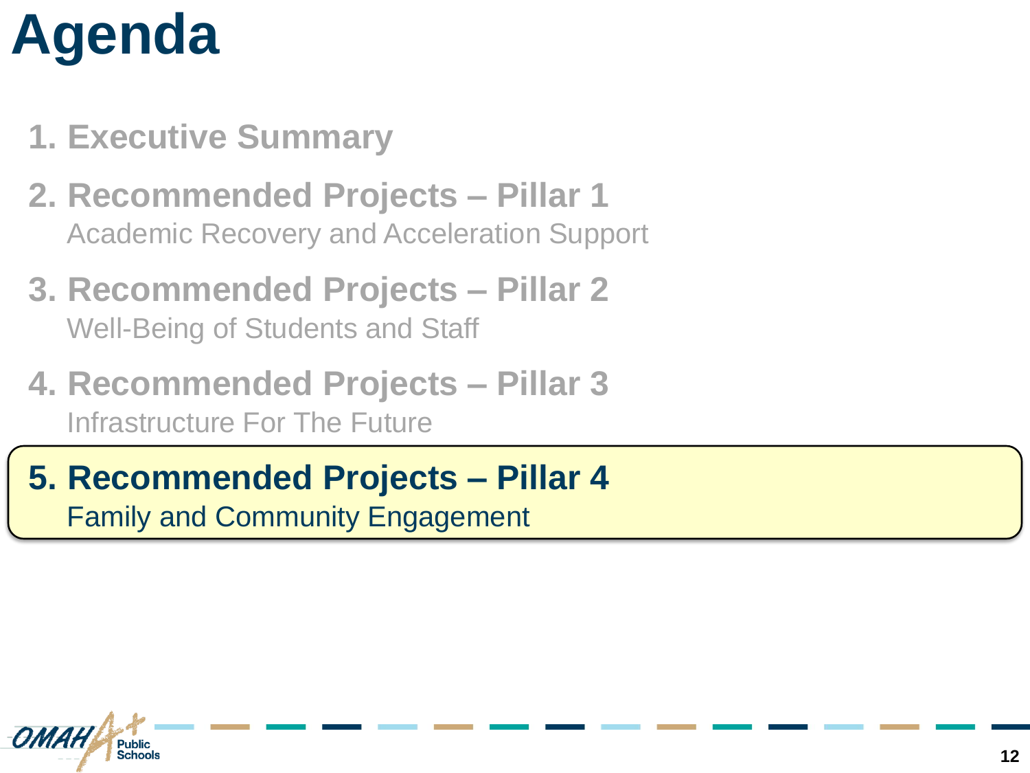# Agenda

1. **Executive Summary**
2. **Recommended Projects – Pillar 1**
   Academic Recovery and Acceleration Support
3. **Recommended Projects – Pillar 2**
   Well-Being of Students and Staff
4. **Recommended Projects – Pillar 3**
   Infrastructure For The Future
5. **Recommended Projects – Pillar 4**
   Family and Community Engagement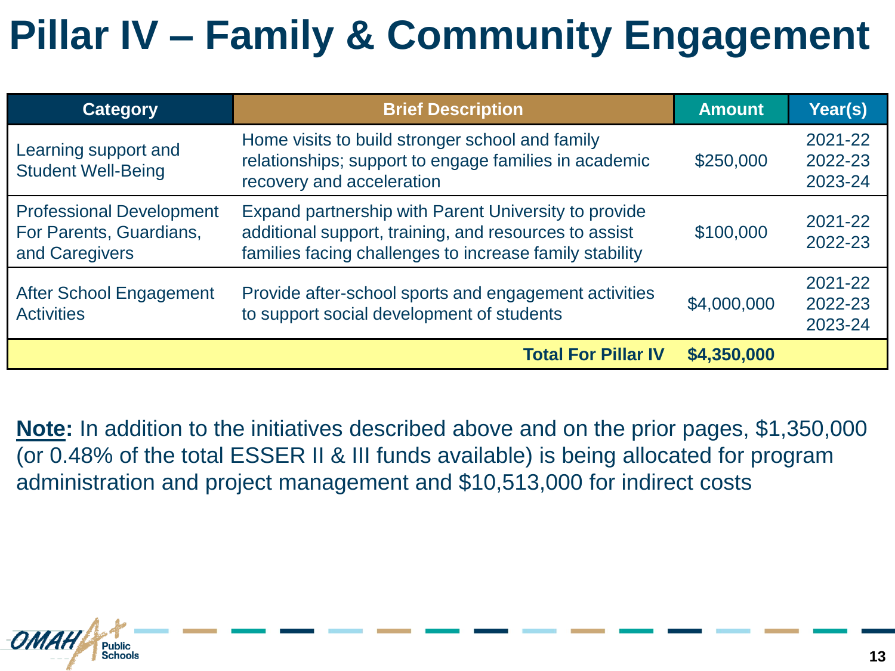# Pillar IV – Family & Community Engagement

| Category | Brief Description | Amount | Year(s) |
|---|---|---|---|
| Learning support and Student Well-Being | Home visits to build stronger school and family relationships; support to engage families in academic recovery and acceleration | $250,000 | 2021-22 2022-23 2023-24 |
| Professional Development For Parents, Guardians, and Caregivers | Expand partnership with Parent University to provide additional support, training, and resources to assist families facing challenges to increase family stability | $100,000 | 2021-22 2022-23 |
| After School Engagement Activities | Provide after-school sports and engagement activities to support social development of students | $4,000,000 | 2021-22 2022-23 2023-24 |
| | **Total For Pillar IV** | **$4,350,000** | |

**Note:** In addition to the initiatives described above and on the prior pages, $1,350,000 (or 0.48% of the total ESSER II & III funds available) is being allocated for program administration and project management and $10,513,000 for indirect costs